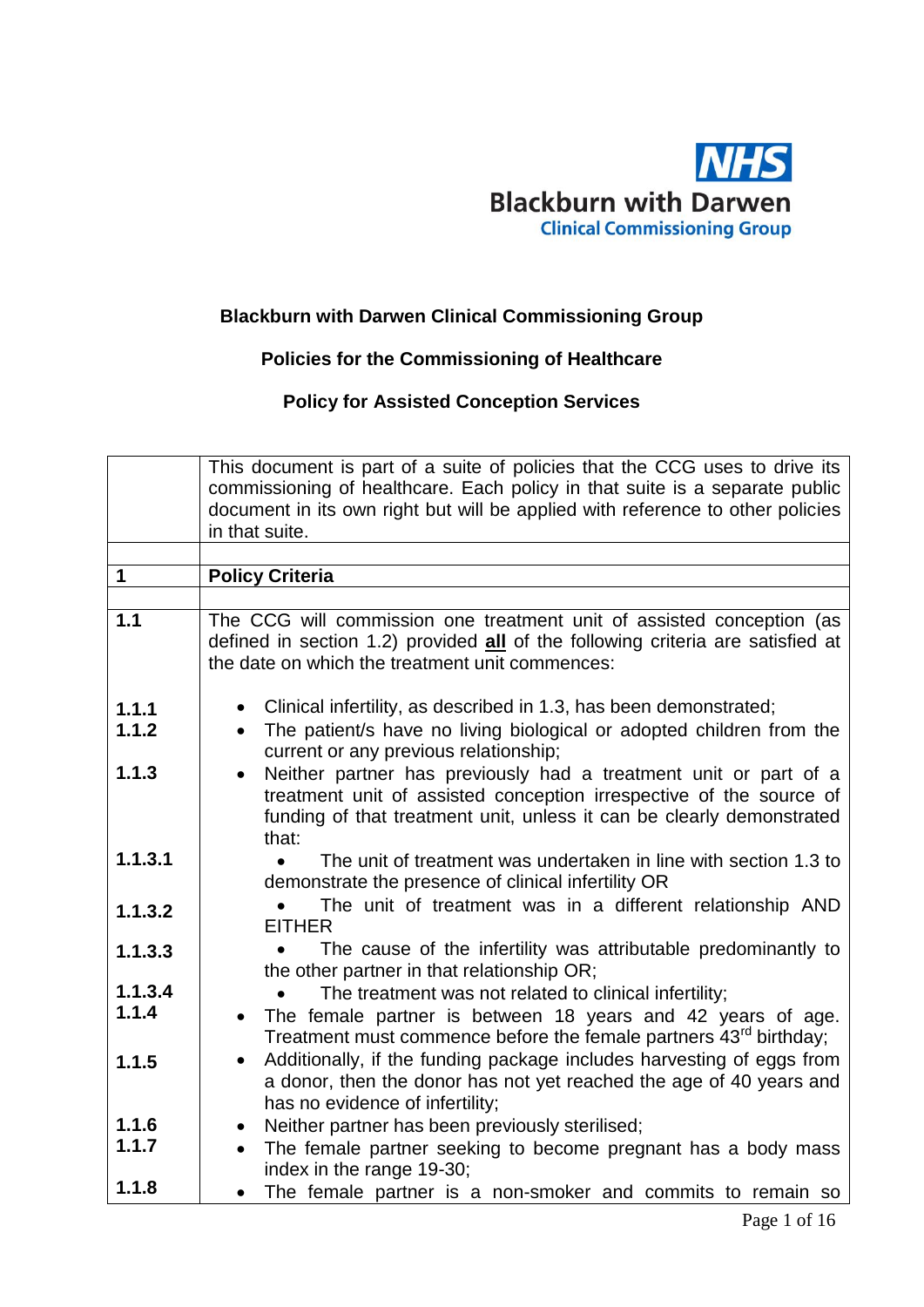NHS Blackburn with Darwen Clinical Commissioning Group

**Blackburn with Darwen Clinical Commissioning Group**

**Policies for the Commissioning of Healthcare**

**Policy for Assisted Conception Services**

| | This document is part of a suite of policies that the CCG uses to drive its commissioning of healthcare. Each policy in that suite is a separate public document in its own right but will be applied with reference to other policies in that suite. |
|---|---|
| | |
| **1** | **Policy Criteria** |
| | |
| **1.1** | The CCG will commission one treatment unit of assisted conception (as defined in section 1.2) provided **all** of the following criteria are satisfied at the date on which the treatment unit commences: |
| **1.1.1** | • Clinical infertility, as described in 1.3, has been demonstrated; |
| **1.1.2** | • The patient/s have no living biological or adopted children from the current or any previous relationship; |
| **1.1.3** | • Neither partner has previously had a treatment unit or part of a treatment unit of assisted conception irrespective of the source of funding of that treatment unit, unless it can be clearly demonstrated that: |
| **1.1.3.1** | • The unit of treatment was undertaken in line with section 1.3 to demonstrate the presence of clinical infertility OR |
| **1.1.3.2** | • The unit of treatment was in a different relationship AND EITHER |
| **1.1.3.3** | • The cause of the infertility was attributable predominantly to the other partner in that relationship OR; |
| **1.1.3.4** | • The treatment was not related to clinical infertility; |
| **1.1.4** | • The female partner is between 18 years and 42 years of age. Treatment must commence before the female partners 43rd birthday; |
| **1.1.5** | • Additionally, if the funding package includes harvesting of eggs from a donor, then the donor has not yet reached the age of 40 years and has no evidence of infertility; |
| **1.1.6** | • Neither partner has been previously sterilised; |
| **1.1.7** | • The female partner seeking to become pregnant has a body mass index in the range 19-30; |
| **1.1.8** | • The female partner is a non-smoker and commits to remain so |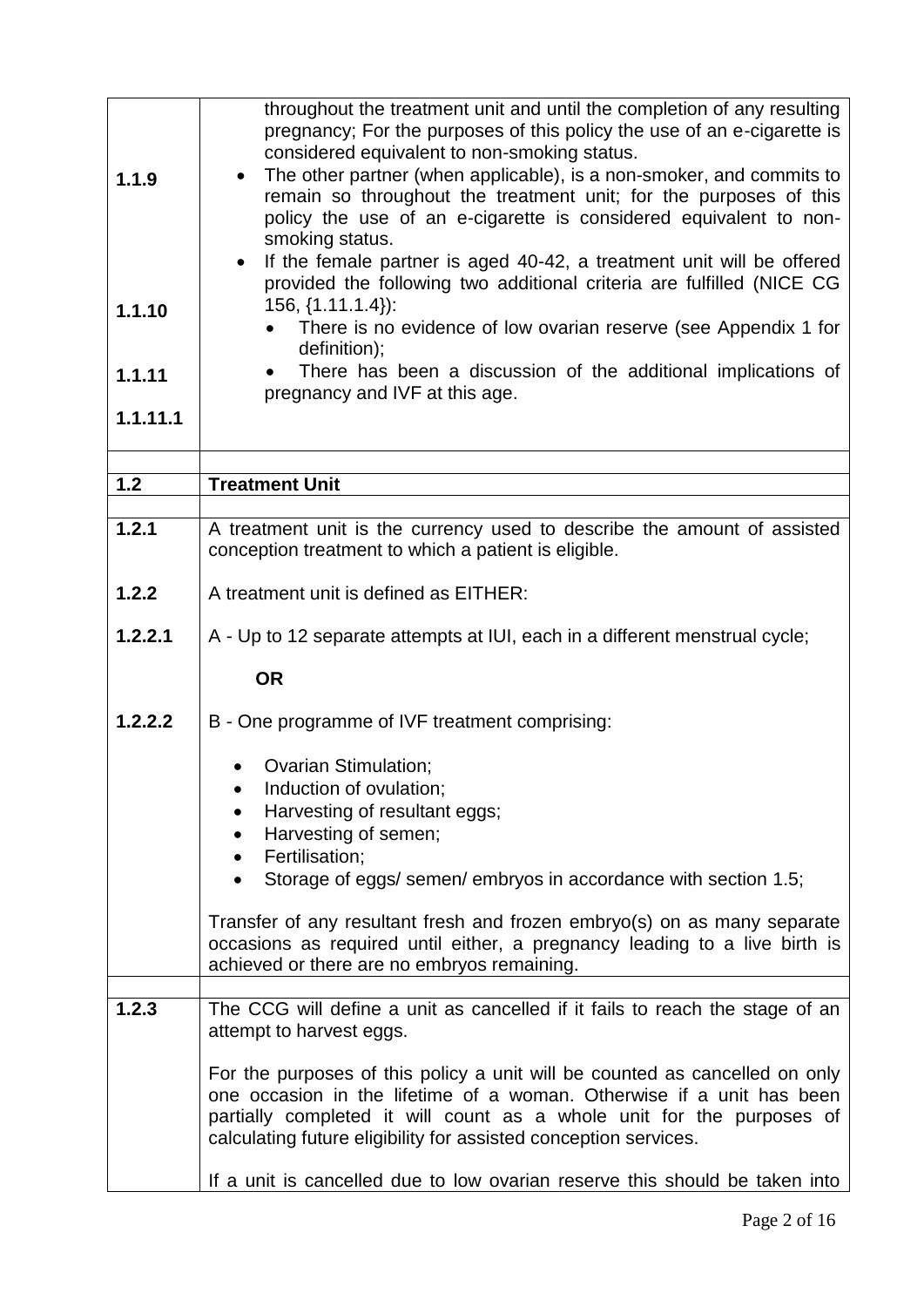| | |
|---|---|
| 1.1.9<br><br>1.1.10<br><br>1.1.11<br><br>1.1.11.1 | throughout the treatment unit and until the completion of any resulting pregnancy; For the purposes of this policy the use of an e-cigarette is considered equivalent to non-smoking status.<br>• The other partner (when applicable), is a non-smoker, and commits to remain so throughout the treatment unit; for the purposes of this policy the use of an e-cigarette is considered equivalent to non-smoking status.<br>• If the female partner is aged 40-42, a treatment unit will be offered provided the following two additional criteria are fulfilled (NICE CG 156, {1.11.1.4}):<br>  • There is no evidence of low ovarian reserve (see Appendix 1 for definition);<br>  • There has been a discussion of the additional implications of pregnancy and IVF at this age. |
| | |
| **1.2** | **Treatment Unit** |
| | |
| **1.2.1** | A treatment unit is the currency used to describe the amount of assisted conception treatment to which a patient is eligible. |
| **1.2.2** | A treatment unit is defined as EITHER: |
| **1.2.2.1** | A - Up to 12 separate attempts at IUI, each in a different menstrual cycle;<br><br>**OR** |
| **1.2.2.2** | B - One programme of IVF treatment comprising:<br>• Ovarian Stimulation;<br>• Induction of ovulation;<br>• Harvesting of resultant eggs;<br>• Harvesting of semen;<br>• Fertilisation;<br>• Storage of eggs/ semen/ embryos in accordance with section 1.5;<br><br>Transfer of any resultant fresh and frozen embryo(s) on as many separate occasions as required until either, a pregnancy leading to a live birth is achieved or there are no embryos remaining. |
| | |
| **1.2.3** | The CCG will define a unit as cancelled if it fails to reach the stage of an attempt to harvest eggs.<br><br>For the purposes of this policy a unit will be counted as cancelled on only one occasion in the lifetime of a woman. Otherwise if a unit has been partially completed it will count as a whole unit for the purposes of calculating future eligibility for assisted conception services.<br><br>If a unit is cancelled due to low ovarian reserve this should be taken into |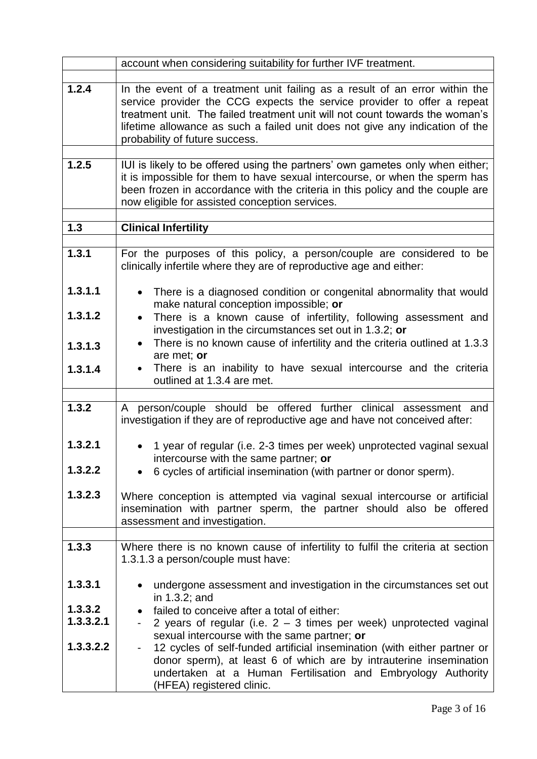| | |
|---|---|
| | account when considering suitability for further IVF treatment. |
| | |
| **1.2.4** | In the event of a treatment unit failing as a result of an error within the service provider the CCG expects the service provider to offer a repeat treatment unit. The failed treatment unit will not count towards the woman's lifetime allowance as such a failed unit does not give any indication of the probability of future success. |
| | |
| **1.2.5** | IUI is likely to be offered using the partners' own gametes only when either; it is impossible for them to have sexual intercourse, or when the sperm has been frozen in accordance with the criteria in this policy and the couple are now eligible for assisted conception services. |
| | |
| **1.3** | **Clinical Infertility** |
| | |
| **1.3.1** | For the purposes of this policy, a person/couple are considered to be clinically infertile where they are of reproductive age and either: |
| **1.3.1.1** | • There is a diagnosed condition or congenital abnormality that would make natural conception impossible; **or** |
| **1.3.1.2** | • There is a known cause of infertility, following assessment and investigation in the circumstances set out in 1.3.2; **or** |
| **1.3.1.3** | • There is no known cause of infertility and the criteria outlined at 1.3.3 are met; **or** |
| **1.3.1.4** | • There is an inability to have sexual intercourse and the criteria outlined at 1.3.4 are met. |
| | |
| **1.3.2** | A person/couple should be offered further clinical assessment and investigation if they are of reproductive age and have not conceived after: |
| **1.3.2.1** | • 1 year of regular (i.e. 2-3 times per week) unprotected vaginal sexual intercourse with the same partner; **or** |
| **1.3.2.2** | • 6 cycles of artificial insemination (with partner or donor sperm). |
| **1.3.2.3** | Where conception is attempted via vaginal sexual intercourse or artificial insemination with partner sperm, the partner should also be offered assessment and investigation. |
| | |
| **1.3.3** | Where there is no known cause of infertility to fulfil the criteria at section 1.3.1.3 a person/couple must have: |
| **1.3.3.1** | • undergone assessment and investigation in the circumstances set out in 1.3.2; and |
| **1.3.3.2** | • failed to conceive after a total of either: |
| **1.3.3.2.1** | - 2 years of regular (i.e. 2 – 3 times per week) unprotected vaginal sexual intercourse with the same partner; **or** |
| **1.3.3.2.2** | - 12 cycles of self-funded artificial insemination (with either partner or donor sperm), at least 6 of which are by intrauterine insemination undertaken at a Human Fertilisation and Embryology Authority (HFEA) registered clinic. |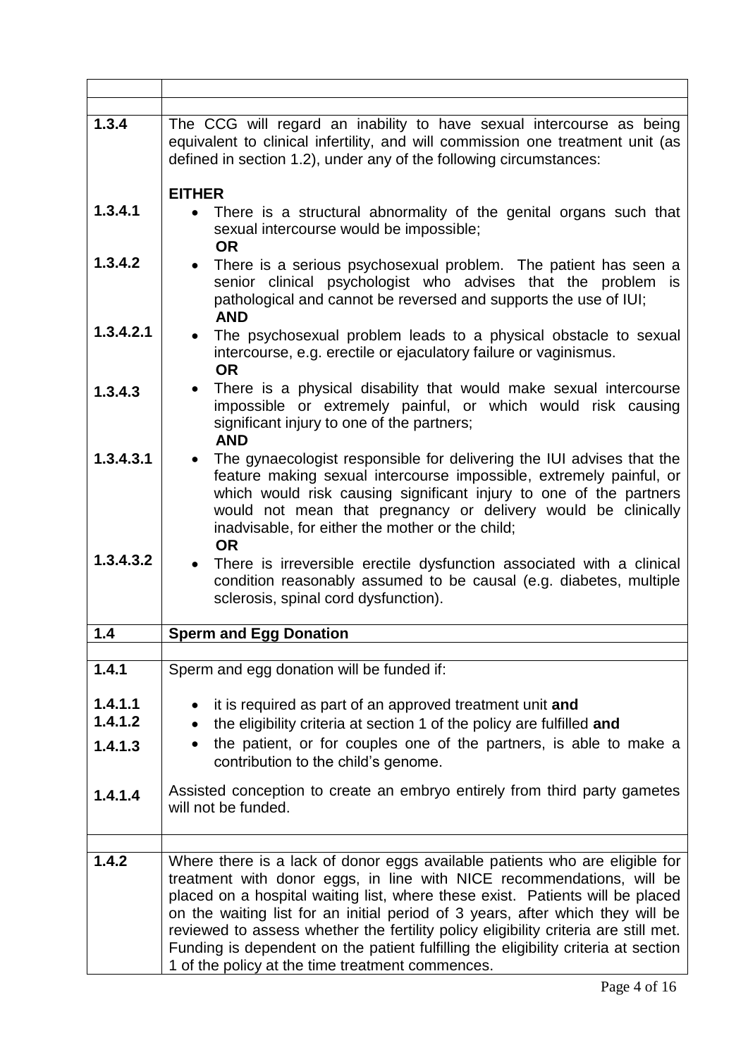| | |
|---|---|
| | |
| **1.3.4** | The CCG will regard an inability to have sexual intercourse as being equivalent to clinical infertility, and will commission one treatment unit (as defined in section 1.2), under any of the following circumstances: |
| | **EITHER** |
| **1.3.4.1** | • There is a structural abnormality of the genital organs such that sexual intercourse would be impossible; **OR** |
| **1.3.4.2** | • There is a serious psychosexual problem. The patient has seen a senior clinical psychologist who advises that the problem is pathological and cannot be reversed and supports the use of IUI; **AND** |
| **1.3.4.2.1** | • The psychosexual problem leads to a physical obstacle to sexual intercourse, e.g. erectile or ejaculatory failure or vaginismus. **OR** |
| **1.3.4.3** | • There is a physical disability that would make sexual intercourse impossible or extremely painful, or which would risk causing significant injury to one of the partners; **AND** |
| **1.3.4.3.1** | • The gynaecologist responsible for delivering the IUI advises that the feature making sexual intercourse impossible, extremely painful, or which would risk causing significant injury to one of the partners would not mean that pregnancy or delivery would be clinically inadvisable, for either the mother or the child; **OR** |
| **1.3.4.3.2** | • There is irreversible erectile dysfunction associated with a clinical condition reasonably assumed to be causal (e.g. diabetes, multiple sclerosis, spinal cord dysfunction). |
| **1.4** | **Sperm and Egg Donation** |
| | |
| **1.4.1** | Sperm and egg donation will be funded if: |
| **1.4.1.1** | • it is required as part of an approved treatment unit **and** |
| **1.4.1.2** | • the eligibility criteria at section 1 of the policy are fulfilled **and** |
| **1.4.1.3** | • the patient, or for couples one of the partners, is able to make a contribution to the child's genome. |
| **1.4.1.4** | Assisted conception to create an embryo entirely from third party gametes will not be funded. |
| | |
| **1.4.2** | Where there is a lack of donor eggs available patients who are eligible for treatment with donor eggs, in line with NICE recommendations, will be placed on a hospital waiting list, where these exist. Patients will be placed on the waiting list for an initial period of 3 years, after which they will be reviewed to assess whether the fertility policy eligibility criteria are still met. Funding is dependent on the patient fulfilling the eligibility criteria at section 1 of the policy at the time treatment commences. |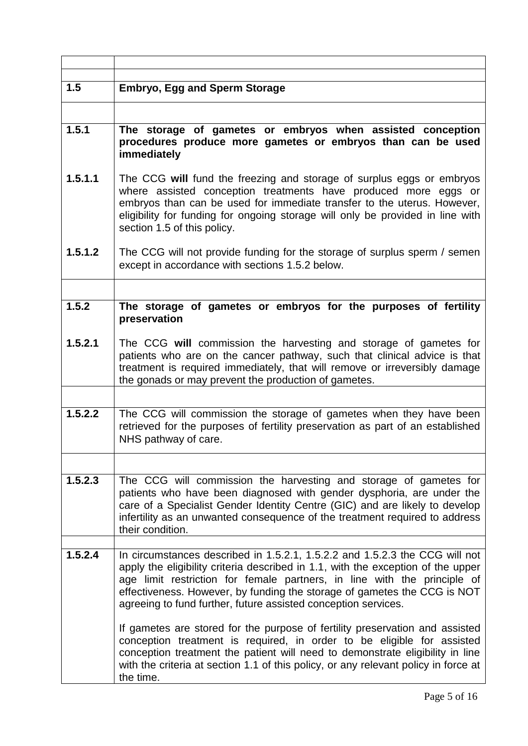| | |
|---|---|
| **1.5** | **Embryo, Egg and Sperm Storage** |
| **1.5.1** | **The storage of gametes or embryos when assisted conception procedures produce more gametes or embryos than can be used immediately** |
| **1.5.1.1** | The CCG **will** fund the freezing and storage of surplus eggs or embryos where assisted conception treatments have produced more eggs or embryos than can be used for immediate transfer to the uterus. However, eligibility for funding for ongoing storage will only be provided in line with section 1.5 of this policy. |
| **1.5.1.2** | The CCG will not provide funding for the storage of surplus sperm / semen except in accordance with sections 1.5.2 below. |
| **1.5.2** | **The storage of gametes or embryos for the purposes of fertility preservation** |
| **1.5.2.1** | The CCG **will** commission the harvesting and storage of gametes for patients who are on the cancer pathway, such that clinical advice is that treatment is required immediately, that will remove or irreversibly damage the gonads or may prevent the production of gametes. |
| **1.5.2.2** | The CCG will commission the storage of gametes when they have been retrieved for the purposes of fertility preservation as part of an established NHS pathway of care. |
| **1.5.2.3** | The CCG will commission the harvesting and storage of gametes for patients who have been diagnosed with gender dysphoria, are under the care of a Specialist Gender Identity Centre (GIC) and are likely to develop infertility as an unwanted consequence of the treatment required to address their condition. |
| **1.5.2.4** | In circumstances described in 1.5.2.1, 1.5.2.2 and 1.5.2.3 the CCG will not apply the eligibility criteria described in 1.1, with the exception of the upper age limit restriction for female partners, in line with the principle of effectiveness. However, by funding the storage of gametes the CCG is NOT agreeing to fund further, future assisted conception services.<br><br>If gametes are stored for the purpose of fertility preservation and assisted conception treatment is required, in order to be eligible for assisted conception treatment the patient will need to demonstrate eligibility in line with the criteria at section 1.1 of this policy, or any relevant policy in force at the time. |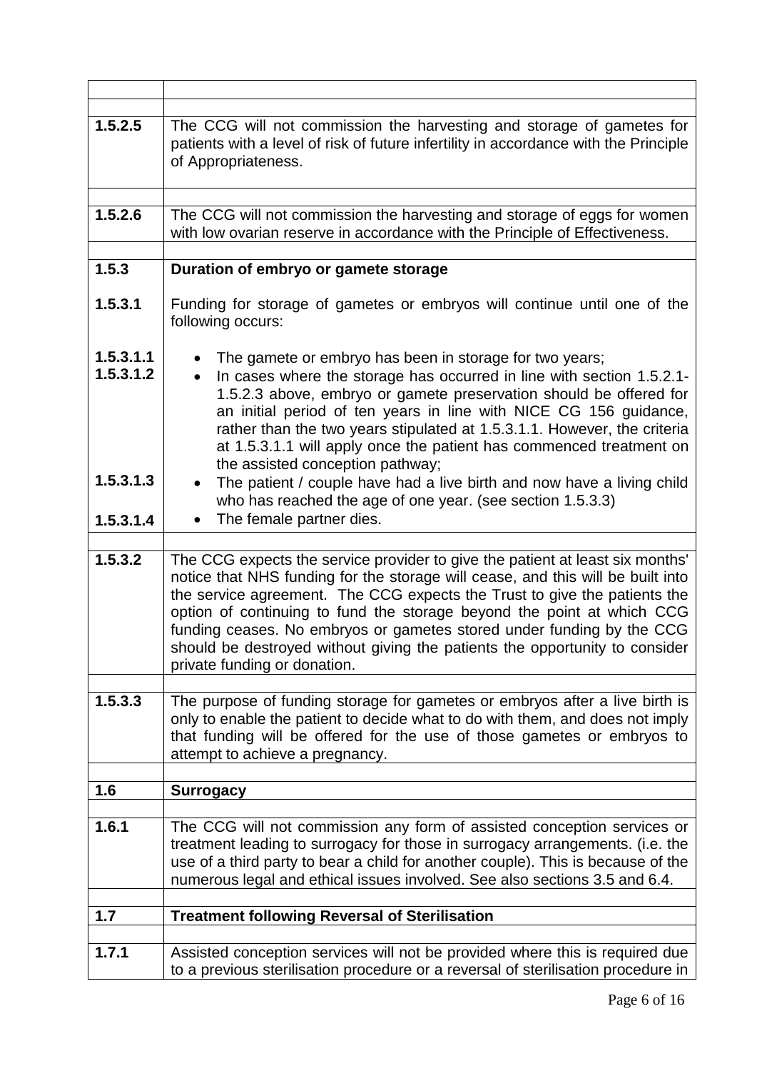| | |
|---|---|
| | |
| **1.5.2.5** | The CCG will not commission the harvesting and storage of gametes for patients with a level of risk of future infertility in accordance with the Principle of Appropriateness. |
| | |
| **1.5.2.6** | The CCG will not commission the harvesting and storage of eggs for women with low ovarian reserve in accordance with the Principle of Effectiveness. |
| | |
| **1.5.3** | **Duration of embryo or gamete storage** |
| **1.5.3.1** | Funding for storage of gametes or embryos will continue until one of the following occurs: |
| **1.5.3.1.1** | • The gamete or embryo has been in storage for two years; |
| **1.5.3.1.2** | • In cases where the storage has occurred in line with section 1.5.2.1-1.5.2.3 above, embryo or gamete preservation should be offered for an initial period of ten years in line with NICE CG 156 guidance, rather than the two years stipulated at 1.5.3.1.1. However, the criteria at 1.5.3.1.1 will apply once the patient has commenced treatment on the assisted conception pathway; |
| **1.5.3.1.3** | • The patient / couple have had a live birth and now have a living child who has reached the age of one year. (see section 1.5.3.3) |
| **1.5.3.1.4** | • The female partner dies. |
| | |
| **1.5.3.2** | The CCG expects the service provider to give the patient at least six months' notice that NHS funding for the storage will cease, and this will be built into the service agreement. The CCG expects the Trust to give the patients the option of continuing to fund the storage beyond the point at which CCG funding ceases. No embryos or gametes stored under funding by the CCG should be destroyed without giving the patients the opportunity to consider private funding or donation. |
| | |
| **1.5.3.3** | The purpose of funding storage for gametes or embryos after a live birth is only to enable the patient to decide what to do with them, and does not imply that funding will be offered for the use of those gametes or embryos to attempt to achieve a pregnancy. |
| | |
| **1.6** | **Surrogacy** |
| | |
| **1.6.1** | The CCG will not commission any form of assisted conception services or treatment leading to surrogacy for those in surrogacy arrangements. (i.e. the use of a third party to bear a child for another couple). This is because of the numerous legal and ethical issues involved. See also sections 3.5 and 6.4. |
| | |
| **1.7** | **Treatment following Reversal of Sterilisation** |
| | |
| **1.7.1** | Assisted conception services will not be provided where this is required due to a previous sterilisation procedure or a reversal of sterilisation procedure in |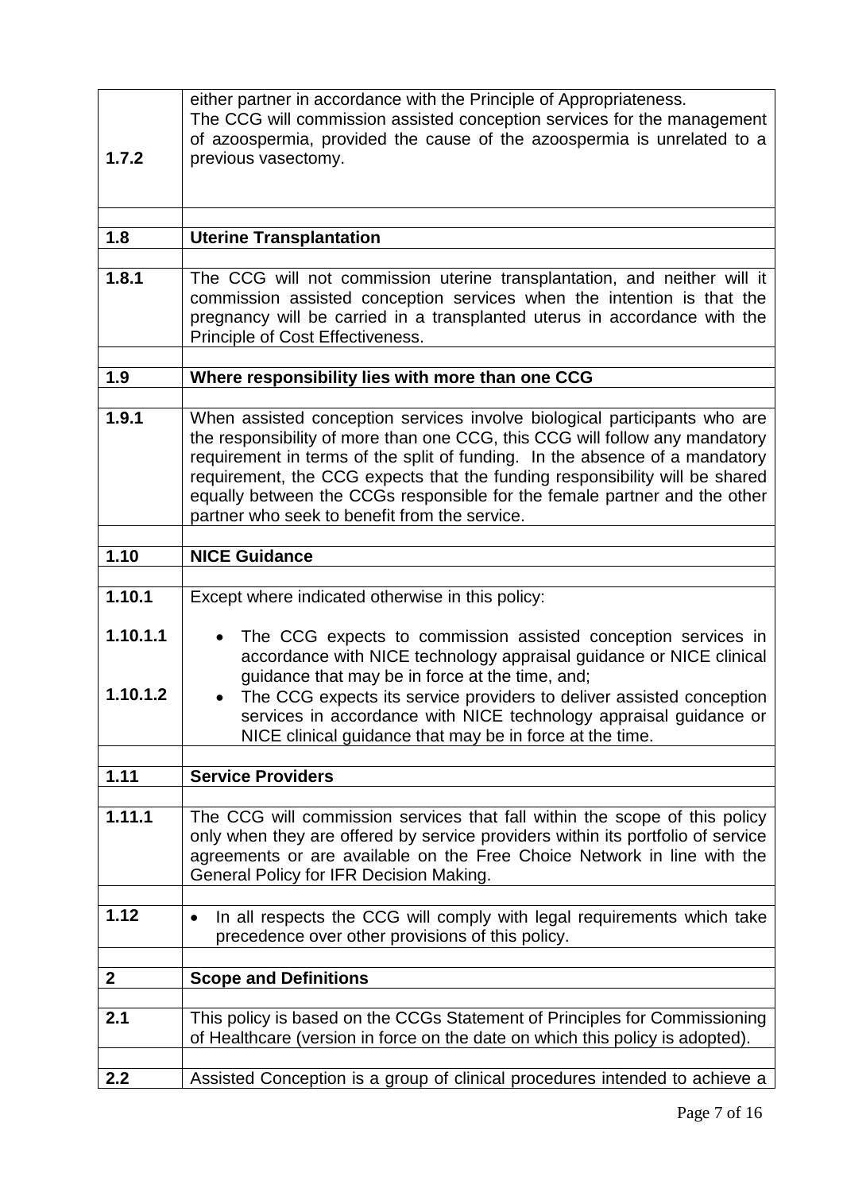| | |
|---|---|
| 1.7.2 | either partner in accordance with the Principle of Appropriateness. The CCG will commission assisted conception services for the management of azoospermia, provided the cause of the azoospermia is unrelated to a previous vasectomy. |
| | |
| **1.8** | **Uterine Transplantation** |
| | |
| **1.8.1** | The CCG will not commission uterine transplantation, and neither will it commission assisted conception services when the intention is that the pregnancy will be carried in a transplanted uterus in accordance with the Principle of Cost Effectiveness. |
| | |
| **1.9** | **Where responsibility lies with more than one CCG** |
| | |
| **1.9.1** | When assisted conception services involve biological participants who are the responsibility of more than one CCG, this CCG will follow any mandatory requirement in terms of the split of funding. In the absence of a mandatory requirement, the CCG expects that the funding responsibility will be shared equally between the CCGs responsible for the female partner and the other partner who seek to benefit from the service. |
| | |
| **1.10** | **NICE Guidance** |
| | |
| **1.10.1** | Except where indicated otherwise in this policy: |
| **1.10.1.1** | • The CCG expects to commission assisted conception services in accordance with NICE technology appraisal guidance or NICE clinical guidance that may be in force at the time, and; |
| **1.10.1.2** | • The CCG expects its service providers to deliver assisted conception services in accordance with NICE technology appraisal guidance or NICE clinical guidance that may be in force at the time. |
| | |
| **1.11** | **Service Providers** |
| | |
| **1.11.1** | The CCG will commission services that fall within the scope of this policy only when they are offered by service providers within its portfolio of service agreements or are available on the Free Choice Network in line with the General Policy for IFR Decision Making. |
| | |
| **1.12** | • In all respects the CCG will comply with legal requirements which take precedence over other provisions of this policy. |
| | |
| **2** | **Scope and Definitions** |
| | |
| **2.1** | This policy is based on the CCGs Statement of Principles for Commissioning of Healthcare (version in force on the date on which this policy is adopted). |
| | |
| **2.2** | Assisted Conception is a group of clinical procedures intended to achieve a |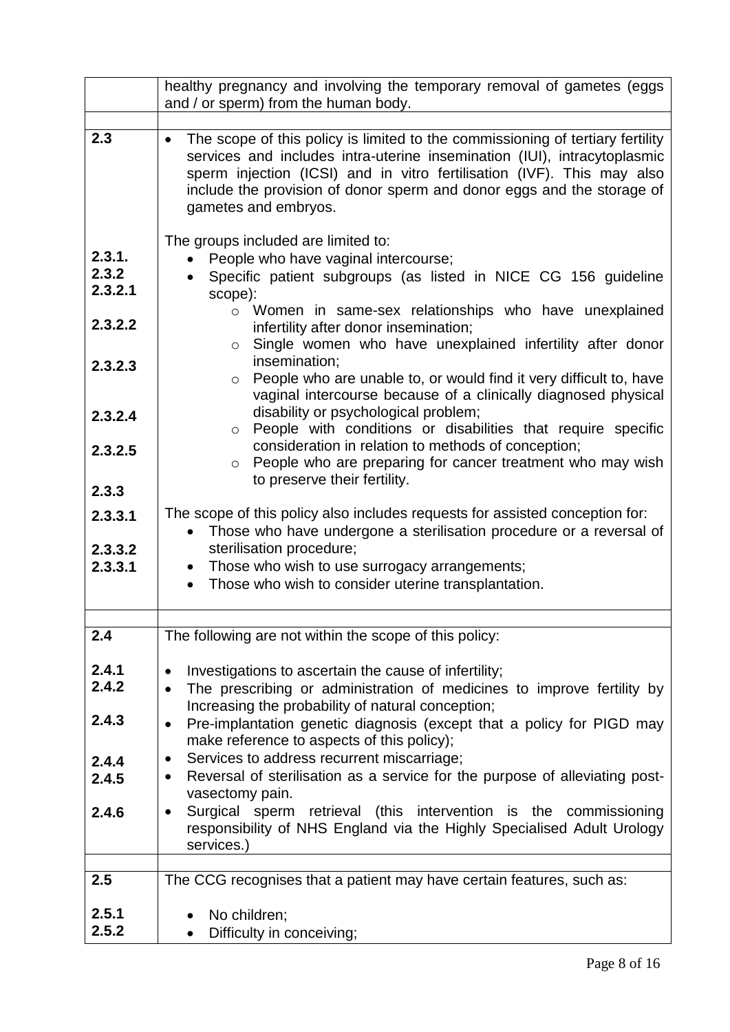| | |
|---|---|
| | healthy pregnancy and involving the temporary removal of gametes (eggs and / or sperm) from the human body. |
| | |
| 2.3 | • The scope of this policy is limited to the commissioning of tertiary fertility services and includes intra-uterine insemination (IUI), intracytoplasmic sperm injection (ICSI) and in vitro fertilisation (IVF). This may also include the provision of donor sperm and donor eggs and the storage of gametes and embryos. |
| | The groups included are limited to: |
| 2.3.1. | • People who have vaginal intercourse; |
| 2.3.2 | • Specific patient subgroups (as listed in NICE CG 156 guideline scope): |
| 2.3.2.1 | ○ Women in same-sex relationships who have unexplained infertility after donor insemination; |
| 2.3.2.2 | ○ Single women who have unexplained infertility after donor insemination; |
| 2.3.2.3 | ○ People who are unable to, or would find it very difficult to, have vaginal intercourse because of a clinically diagnosed physical disability or psychological problem; |
| 2.3.2.4 | ○ People with conditions or disabilities that require specific consideration in relation to methods of conception; |
| 2.3.2.5 | ○ People who are preparing for cancer treatment who may wish to preserve their fertility. |
| 2.3.3 | The scope of this policy also includes requests for assisted conception for: |
| 2.3.3.1 | • Those who have undergone a sterilisation procedure or a reversal of sterilisation procedure; |
| 2.3.3.2 | • Those who wish to use surrogacy arrangements; |
| 2.3.3.1 | • Those who wish to consider uterine transplantation. |
| | |
| 2.4 | The following are not within the scope of this policy: |
| 2.4.1 | • Investigations to ascertain the cause of infertility; |
| 2.4.2 | • The prescribing or administration of medicines to improve fertility by Increasing the probability of natural conception; |
| 2.4.3 | • Pre-implantation genetic diagnosis (except that a policy for PIGD may make reference to aspects of this policy); |
| 2.4.4 | • Services to address recurrent miscarriage; |
| 2.4.5 | • Reversal of sterilisation as a service for the purpose of alleviating post-vasectomy pain. |
| 2.4.6 | • Surgical sperm retrieval (this intervention is the commissioning responsibility of NHS England via the Highly Specialised Adult Urology services.) |
| | |
| 2.5 | The CCG recognises that a patient may have certain features, such as: |
| 2.5.1 | • No children; |
| 2.5.2 | • Difficulty in conceiving; |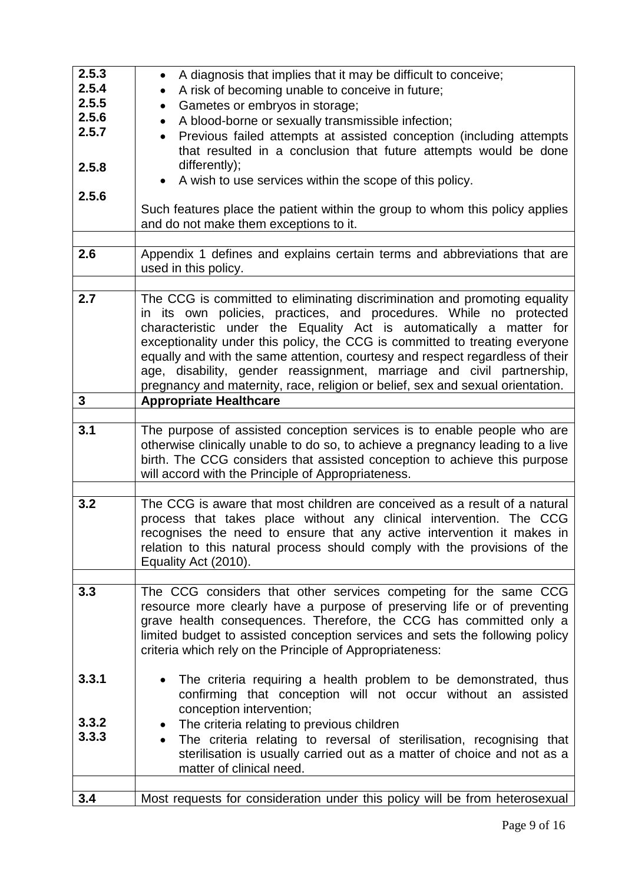| | |
|---|---|
| 2.5.3 | • A diagnosis that implies that it may be difficult to conceive; |
| 2.5.4 | • A risk of becoming unable to conceive in future; |
| 2.5.5 | • Gametes or embryos in storage; |
| 2.5.6 | • A blood-borne or sexually transmissible infection; |
| 2.5.7 | • Previous failed attempts at assisted conception (including attempts that resulted in a conclusion that future attempts would be done differently); |
| 2.5.8 | • A wish to use services within the scope of this policy. |
| 2.5.6 | Such features place the patient within the group to whom this policy applies and do not make them exceptions to it. |
| | |
| 2.6 | Appendix 1 defines and explains certain terms and abbreviations that are used in this policy. |
| | |
| 2.7 | The CCG is committed to eliminating discrimination and promoting equality in its own policies, practices, and procedures. While no protected characteristic under the Equality Act is automatically a matter for exceptionality under this policy, the CCG is committed to treating everyone equally and with the same attention, courtesy and respect regardless of their age, disability, gender reassignment, marriage and civil partnership, pregnancy and maternity, race, religion or belief, sex and sexual orientation. |
| **3** | **Appropriate Healthcare** |
| | |
| 3.1 | The purpose of assisted conception services is to enable people who are otherwise clinically unable to do so, to achieve a pregnancy leading to a live birth. The CCG considers that assisted conception to achieve this purpose will accord with the Principle of Appropriateness. |
| | |
| 3.2 | The CCG is aware that most children are conceived as a result of a natural process that takes place without any clinical intervention. The CCG recognises the need to ensure that any active intervention it makes in relation to this natural process should comply with the provisions of the Equality Act (2010). |
| | |
| 3.3 | The CCG considers that other services competing for the same CCG resource more clearly have a purpose of preserving life or of preventing grave health consequences. Therefore, the CCG has committed only a limited budget to assisted conception services and sets the following policy criteria which rely on the Principle of Appropriateness: |
| 3.3.1 | • The criteria requiring a health problem to be demonstrated, thus confirming that conception will not occur without an assisted conception intervention; |
| 3.3.2 | • The criteria relating to previous children |
| 3.3.3 | • The criteria relating to reversal of sterilisation, recognising that sterilisation is usually carried out as a matter of choice and not as a matter of clinical need. |
| | |
| 3.4 | Most requests for consideration under this policy will be from heterosexual |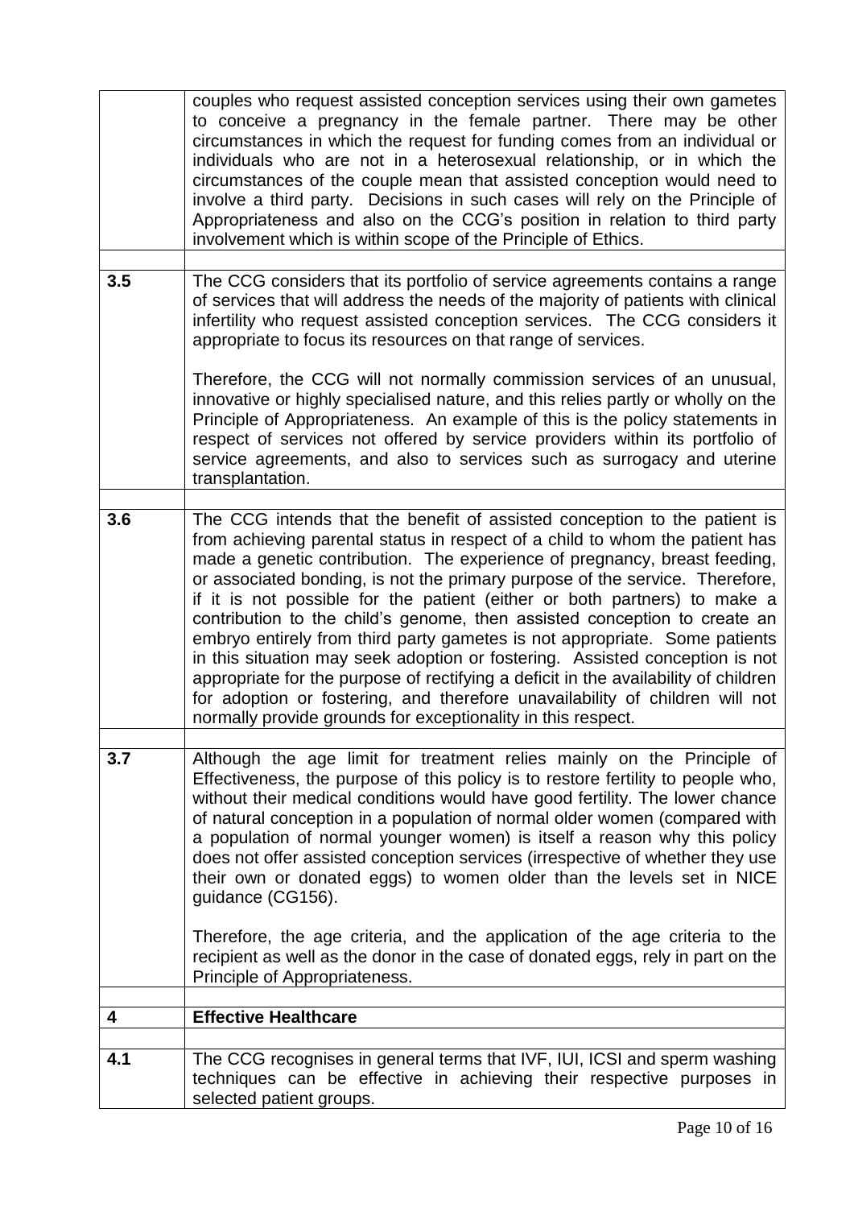| | |
|---|---|
| | couples who request assisted conception services using their own gametes to conceive a pregnancy in the female partner. There may be other circumstances in which the request for funding comes from an individual or individuals who are not in a heterosexual relationship, or in which the circumstances of the couple mean that assisted conception would need to involve a third party. Decisions in such cases will rely on the Principle of Appropriateness and also on the CCG's position in relation to third party involvement which is within scope of the Principle of Ethics. |
| | |
| **3.5** | The CCG considers that its portfolio of service agreements contains a range of services that will address the needs of the majority of patients with clinical infertility who request assisted conception services. The CCG considers it appropriate to focus its resources on that range of services.<br><br>Therefore, the CCG will not normally commission services of an unusual, innovative or highly specialised nature, and this relies partly or wholly on the Principle of Appropriateness. An example of this is the policy statements in respect of services not offered by service providers within its portfolio of service agreements, and also to services such as surrogacy and uterine transplantation. |
| | |
| **3.6** | The CCG intends that the benefit of assisted conception to the patient is from achieving parental status in respect of a child to whom the patient has made a genetic contribution. The experience of pregnancy, breast feeding, or associated bonding, is not the primary purpose of the service. Therefore, if it is not possible for the patient (either or both partners) to make a contribution to the child's genome, then assisted conception to create an embryo entirely from third party gametes is not appropriate. Some patients in this situation may seek adoption or fostering. Assisted conception is not appropriate for the purpose of rectifying a deficit in the availability of children for adoption or fostering, and therefore unavailability of children will not normally provide grounds for exceptionality in this respect. |
| | |
| **3.7** | Although the age limit for treatment relies mainly on the Principle of Effectiveness, the purpose of this policy is to restore fertility to people who, without their medical conditions would have good fertility. The lower chance of natural conception in a population of normal older women (compared with a population of normal younger women) is itself a reason why this policy does not offer assisted conception services (irrespective of whether they use their own or donated eggs) to women older than the levels set in NICE guidance (CG156).<br><br>Therefore, the age criteria, and the application of the age criteria to the recipient as well as the donor in the case of donated eggs, rely in part on the Principle of Appropriateness. |
| | |
| **4** | **Effective Healthcare** |
| | |
| **4.1** | The CCG recognises in general terms that IVF, IUI, ICSI and sperm washing techniques can be effective in achieving their respective purposes in selected patient groups. |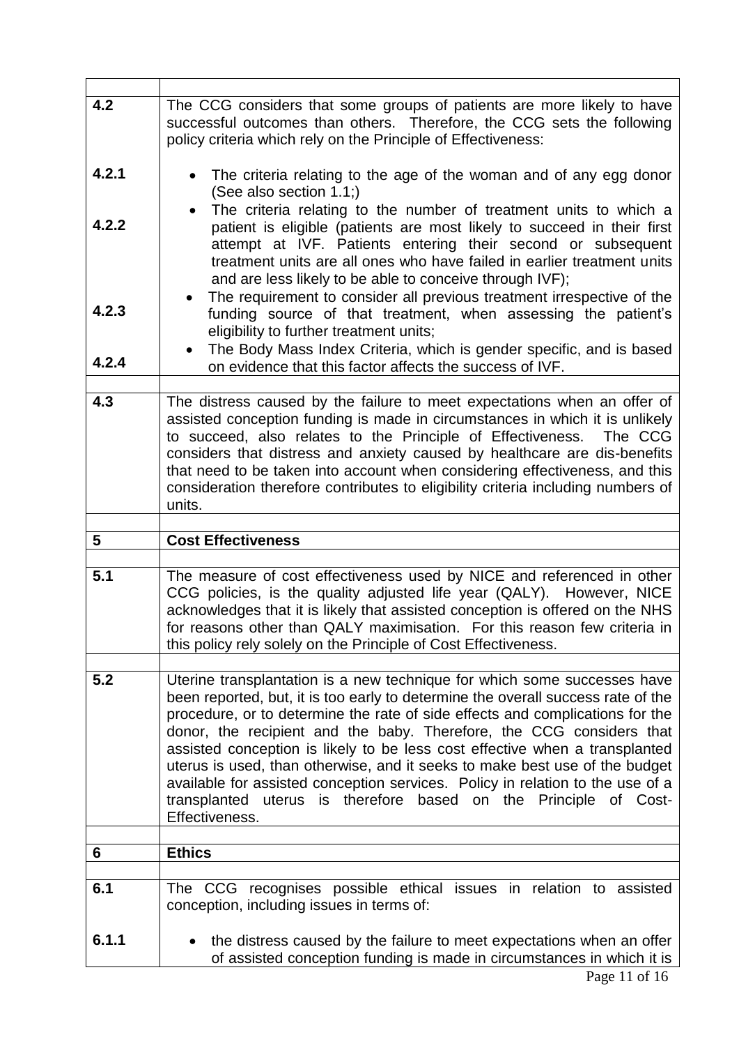| | |
|---|---|
| 4.2 | The CCG considers that some groups of patients are more likely to have successful outcomes than others. Therefore, the CCG sets the following policy criteria which rely on the Principle of Effectiveness: |
| 4.2.1 | • The criteria relating to the age of the woman and of any egg donor (See also section 1.1;) |
| 4.2.2 | • The criteria relating to the number of treatment units to which a patient is eligible (patients are most likely to succeed in their first attempt at IVF. Patients entering their second or subsequent treatment units are all ones who have failed in earlier treatment units and are less likely to be able to conceive through IVF); |
| 4.2.3 | • The requirement to consider all previous treatment irrespective of the funding source of that treatment, when assessing the patient's eligibility to further treatment units; |
| 4.2.4 | • The Body Mass Index Criteria, which is gender specific, and is based on evidence that this factor affects the success of IVF. |
| | |
| 4.3 | The distress caused by the failure to meet expectations when an offer of assisted conception funding is made in circumstances in which it is unlikely to succeed, also relates to the Principle of Effectiveness. The CCG considers that distress and anxiety caused by healthcare are dis-benefits that need to be taken into account when considering effectiveness, and this consideration therefore contributes to eligibility criteria including numbers of units. |
| | |
| **5** | **Cost Effectiveness** |
| | |
| 5.1 | The measure of cost effectiveness used by NICE and referenced in other CCG policies, is the quality adjusted life year (QALY). However, NICE acknowledges that it is likely that assisted conception is offered on the NHS for reasons other than QALY maximisation. For this reason few criteria in this policy rely solely on the Principle of Cost Effectiveness. |
| | |
| 5.2 | Uterine transplantation is a new technique for which some successes have been reported, but, it is too early to determine the overall success rate of the procedure, or to determine the rate of side effects and complications for the donor, the recipient and the baby. Therefore, the CCG considers that assisted conception is likely to be less cost effective when a transplanted uterus is used, than otherwise, and it seeks to make best use of the budget available for assisted conception services. Policy in relation to the use of a transplanted uterus is therefore based on the Principle of Cost-Effectiveness. |
| | |
| **6** | **Ethics** |
| | |
| 6.1 | The CCG recognises possible ethical issues in relation to assisted conception, including issues in terms of: |
| 6.1.1 | • the distress caused by the failure to meet expectations when an offer of assisted conception funding is made in circumstances in which it is |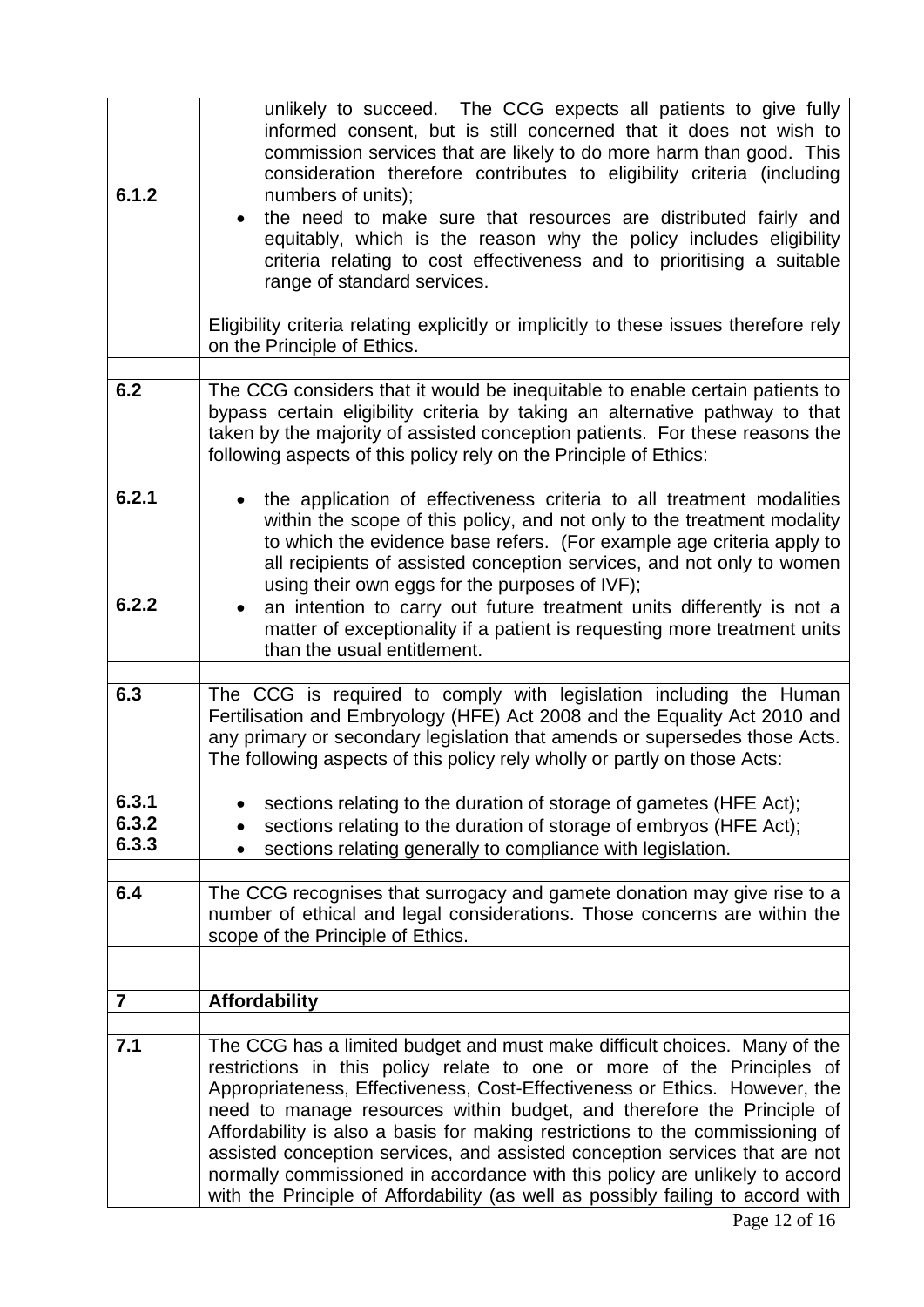| | |
|---|---|
| 6.1.2 | unlikely to succeed. The CCG expects all patients to give fully informed consent, but is still concerned that it does not wish to commission services that are likely to do more harm than good. This consideration therefore contributes to eligibility criteria (including numbers of units);<br>• the need to make sure that resources are distributed fairly and equitably, which is the reason why the policy includes eligibility criteria relating to cost effectiveness and to prioritising a suitable range of standard services.<br><br>Eligibility criteria relating explicitly or implicitly to these issues therefore rely on the Principle of Ethics. |
| | |
| **6.2** | The CCG considers that it would be inequitable to enable certain patients to bypass certain eligibility criteria by taking an alternative pathway to that taken by the majority of assisted conception patients. For these reasons the following aspects of this policy rely on the Principle of Ethics: |
| 6.2.1<br><br><br><br>6.2.2 | • the application of effectiveness criteria to all treatment modalities within the scope of this policy, and not only to the treatment modality to which the evidence base refers. (For example age criteria apply to all recipients of assisted conception services, and not only to women using their own eggs for the purposes of IVF);<br>• an intention to carry out future treatment units differently is not a matter of exceptionality if a patient is requesting more treatment units than the usual entitlement. |
| | |
| **6.3** | The CCG is required to comply with legislation including the Human Fertilisation and Embryology (HFE) Act 2008 and the Equality Act 2010 and any primary or secondary legislation that amends or supersedes those Acts. The following aspects of this policy rely wholly or partly on those Acts: |
| 6.3.1<br>6.3.2<br>6.3.3 | • sections relating to the duration of storage of gametes (HFE Act);<br>• sections relating to the duration of storage of embryos (HFE Act);<br>• sections relating generally to compliance with legislation. |
| | |
| **6.4** | The CCG recognises that surrogacy and gamete donation may give rise to a number of ethical and legal considerations. Those concerns are within the scope of the Principle of Ethics. |
| | |
| **7** | **Affordability** |
| | |
| **7.1** | The CCG has a limited budget and must make difficult choices. Many of the restrictions in this policy relate to one or more of the Principles of Appropriateness, Effectiveness, Cost-Effectiveness or Ethics. However, the need to manage resources within budget, and therefore the Principle of Affordability is also a basis for making restrictions to the commissioning of assisted conception services, and assisted conception services that are not normally commissioned in accordance with this policy are unlikely to accord with the Principle of Affordability (as well as possibly failing to accord with |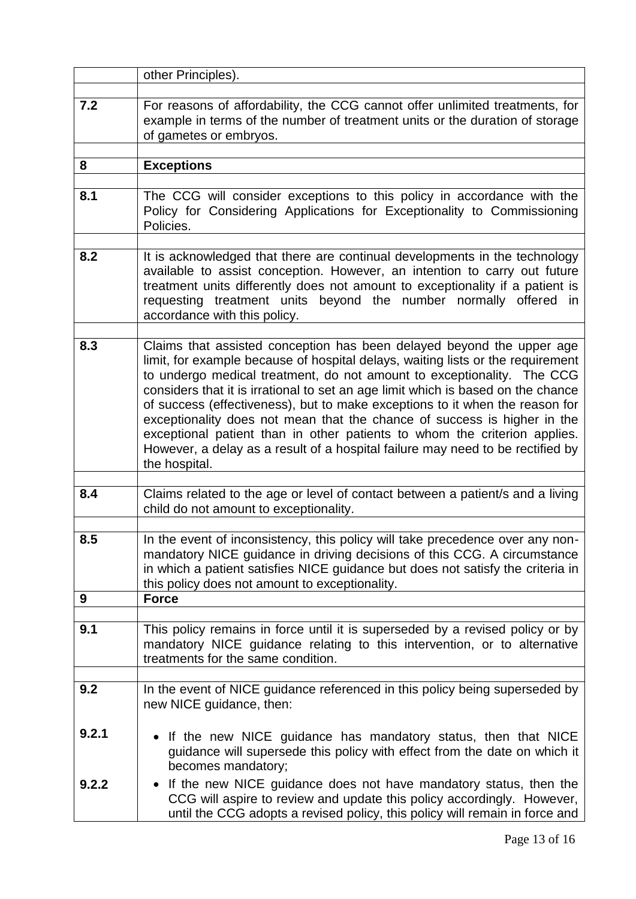| | |
|---|---|
| | other Principles). |
| 7.2 | For reasons of affordability, the CCG cannot offer unlimited treatments, for example in terms of the number of treatment units or the duration of storage of gametes or embryos. |
| **8** | **Exceptions** |
| 8.1 | The CCG will consider exceptions to this policy in accordance with the Policy for Considering Applications for Exceptionality to Commissioning Policies. |
| 8.2 | It is acknowledged that there are continual developments in the technology available to assist conception. However, an intention to carry out future treatment units differently does not amount to exceptionality if a patient is requesting treatment units beyond the number normally offered in accordance with this policy. |
| 8.3 | Claims that assisted conception has been delayed beyond the upper age limit, for example because of hospital delays, waiting lists or the requirement to undergo medical treatment, do not amount to exceptionality. The CCG considers that it is irrational to set an age limit which is based on the chance of success (effectiveness), but to make exceptions to it when the reason for exceptionality does not mean that the chance of success is higher in the exceptional patient than in other patients to whom the criterion applies. However, a delay as a result of a hospital failure may need to be rectified by the hospital. |
| 8.4 | Claims related to the age or level of contact between a patient/s and a living child do not amount to exceptionality. |
| 8.5 | In the event of inconsistency, this policy will take precedence over any non-mandatory NICE guidance in driving decisions of this CCG. A circumstance in which a patient satisfies NICE guidance but does not satisfy the criteria in this policy does not amount to exceptionality. |
| **9** | **Force** |
| 9.1 | This policy remains in force until it is superseded by a revised policy or by mandatory NICE guidance relating to this intervention, or to alternative treatments for the same condition. |
| 9.2 | In the event of NICE guidance referenced in this policy being superseded by new NICE guidance, then: |
| 9.2.1 | • If the new NICE guidance has mandatory status, then that NICE guidance will supersede this policy with effect from the date on which it becomes mandatory; |
| 9.2.2 | • If the new NICE guidance does not have mandatory status, then the CCG will aspire to review and update this policy accordingly. However, until the CCG adopts a revised policy, this policy will remain in force and |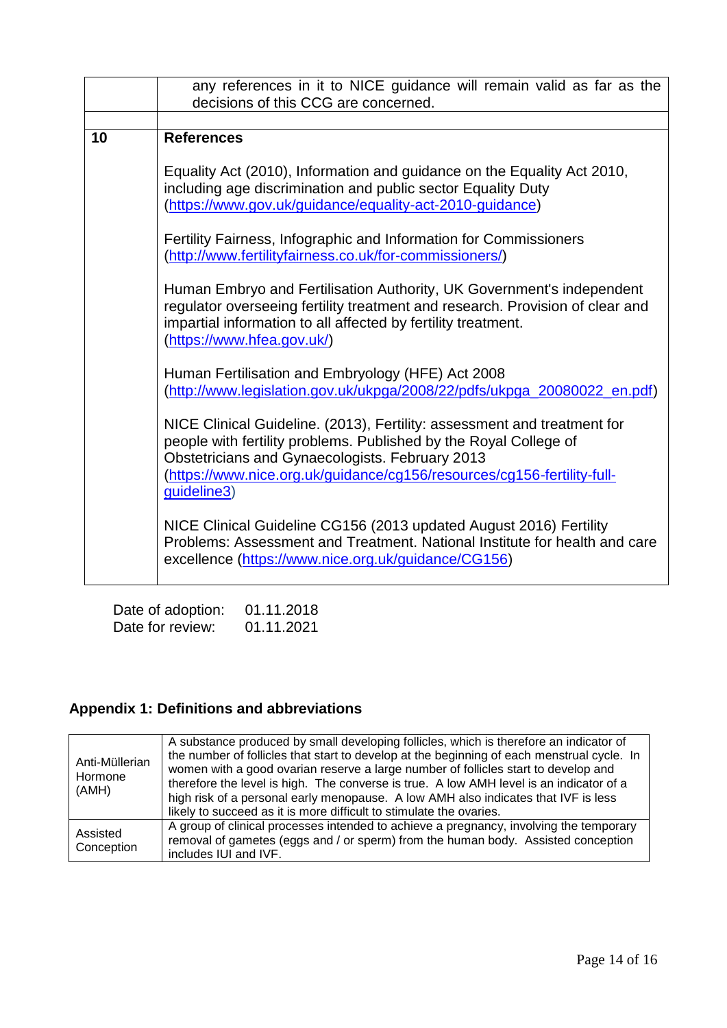|  |  |
|---|---|
|  | any references in it to NICE guidance will remain valid as far as the decisions of this CCG are concerned. |
|  |  |
| **10** | **References**<br><br>Equality Act (2010), Information and guidance on the Equality Act 2010, including age discrimination and public sector Equality Duty (https://www.gov.uk/guidance/equality-act-2010-guidance)<br><br>Fertility Fairness, Infographic and Information for Commissioners (http://www.fertilityfairness.co.uk/for-commissioners/)<br><br>Human Embryo and Fertilisation Authority, UK Government's independent regulator overseeing fertility treatment and research. Provision of clear and impartial information to all affected by fertility treatment. (https://www.hfea.gov.uk/)<br><br>Human Fertilisation and Embryology (HFE) Act 2008 (http://www.legislation.gov.uk/ukpga/2008/22/pdfs/ukpga_20080022_en.pdf)<br><br>NICE Clinical Guideline. (2013), Fertility: assessment and treatment for people with fertility problems. Published by the Royal College of Obstetricians and Gynaecologists. February 2013 (https://www.nice.org.uk/guidance/cg156/resources/cg156-fertility-full-guideline3)<br><br>NICE Clinical Guideline CG156 (2013 updated August 2016) Fertility Problems: Assessment and Treatment. National Institute for health and care excellence (https://www.nice.org.uk/guidance/CG156) |

Date of adoption: 01.11.2018
Date for review: 01.11.2021

## Appendix 1: Definitions and abbreviations

| Term | Definition |
|---|---|
| Anti-Müllerian Hormone (AMH) | A substance produced by small developing follicles, which is therefore an indicator of the number of follicles that start to develop at the beginning of each menstrual cycle. In women with a good ovarian reserve a large number of follicles start to develop and therefore the level is high. The converse is true. A low AMH level is an indicator of a high risk of a personal early menopause. A low AMH also indicates that IVF is less likely to succeed as it is more difficult to stimulate the ovaries. |
| Assisted Conception | A group of clinical processes intended to achieve a pregnancy, involving the temporary removal of gametes (eggs and / or sperm) from the human body. Assisted conception includes IUI and IVF. |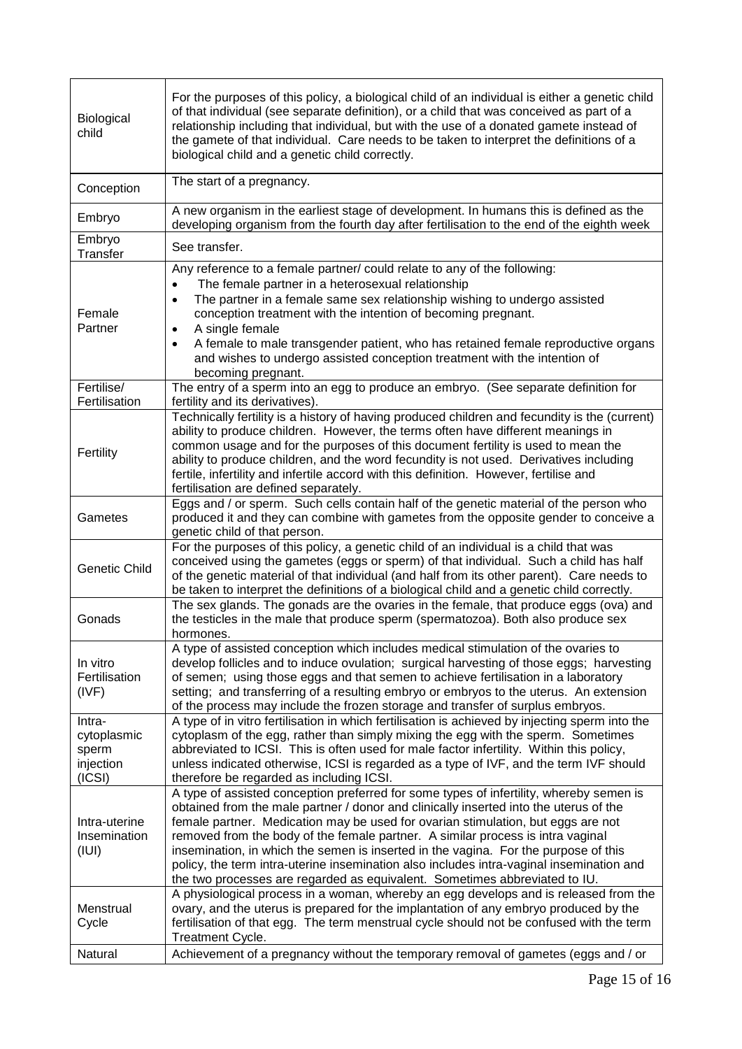| | |
|---|---|
| Biological child | For the purposes of this policy, a biological child of an individual is either a genetic child of that individual (see separate definition), or a child that was conceived as part of a relationship including that individual, but with the use of a donated gamete instead of the gamete of that individual. Care needs to be taken to interpret the definitions of a biological child and a genetic child correctly. |
| Conception | The start of a pregnancy. |
| Embryo | A new organism in the earliest stage of development. In humans this is defined as the developing organism from the fourth day after fertilisation to the end of the eighth week |
| Embryo Transfer | See transfer. |
| Female Partner | Any reference to a female partner/ could relate to any of the following:<br>• The female partner in a heterosexual relationship<br>• The partner in a female same sex relationship wishing to undergo assisted conception treatment with the intention of becoming pregnant.<br>• A single female<br>• A female to male transgender patient, who has retained female reproductive organs and wishes to undergo assisted conception treatment with the intention of becoming pregnant. |
| Fertilise/ Fertilisation | The entry of a sperm into an egg to produce an embryo. (See separate definition for fertility and its derivatives). |
| Fertility | Technically fertility is a history of having produced children and fecundity is the (current) ability to produce children. However, the terms often have different meanings in common usage and for the purposes of this document fertility is used to mean the ability to produce children, and the word fecundity is not used. Derivatives including fertile, infertility and infertile accord with this definition. However, fertilise and fertilisation are defined separately. |
| Gametes | Eggs and / or sperm. Such cells contain half of the genetic material of the person who produced it and they can combine with gametes from the opposite gender to conceive a genetic child of that person. |
| Genetic Child | For the purposes of this policy, a genetic child of an individual is a child that was conceived using the gametes (eggs or sperm) of that individual. Such a child has half of the genetic material of that individual (and half from its other parent). Care needs to be taken to interpret the definitions of a biological child and a genetic child correctly. |
| Gonads | The sex glands. The gonads are the ovaries in the female, that produce eggs (ova) and the testicles in the male that produce sperm (spermatozoa). Both also produce sex hormones. |
| In vitro Fertilisation (IVF) | A type of assisted conception which includes medical stimulation of the ovaries to develop follicles and to induce ovulation; surgical harvesting of those eggs; harvesting of semen; using those eggs and that semen to achieve fertilisation in a laboratory setting; and transferring of a resulting embryo or embryos to the uterus. An extension of the process may include the frozen storage and transfer of surplus embryos. |
| Intra-cytoplasmic sperm injection (ICSI) | A type of in vitro fertilisation in which fertilisation is achieved by injecting sperm into the cytoplasm of the egg, rather than simply mixing the egg with the sperm. Sometimes abbreviated to ICSI. This is often used for male factor infertility. Within this policy, unless indicated otherwise, ICSI is regarded as a type of IVF, and the term IVF should therefore be regarded as including ICSI. |
| Intra-uterine Insemination (IUI) | A type of assisted conception preferred for some types of infertility, whereby semen is obtained from the male partner / donor and clinically inserted into the uterus of the female partner. Medication may be used for ovarian stimulation, but eggs are not removed from the body of the female partner. A similar process is intra vaginal insemination, in which the semen is inserted in the vagina. For the purpose of this policy, the term intra-uterine insemination also includes intra-vaginal insemination and the two processes are regarded as equivalent. Sometimes abbreviated to IU. |
| Menstrual Cycle | A physiological process in a woman, whereby an egg develops and is released from the ovary, and the uterus is prepared for the implantation of any embryo produced by the fertilisation of that egg. The term menstrual cycle should not be confused with the term Treatment Cycle. |
| Natural | Achievement of a pregnancy without the temporary removal of gametes (eggs and / or |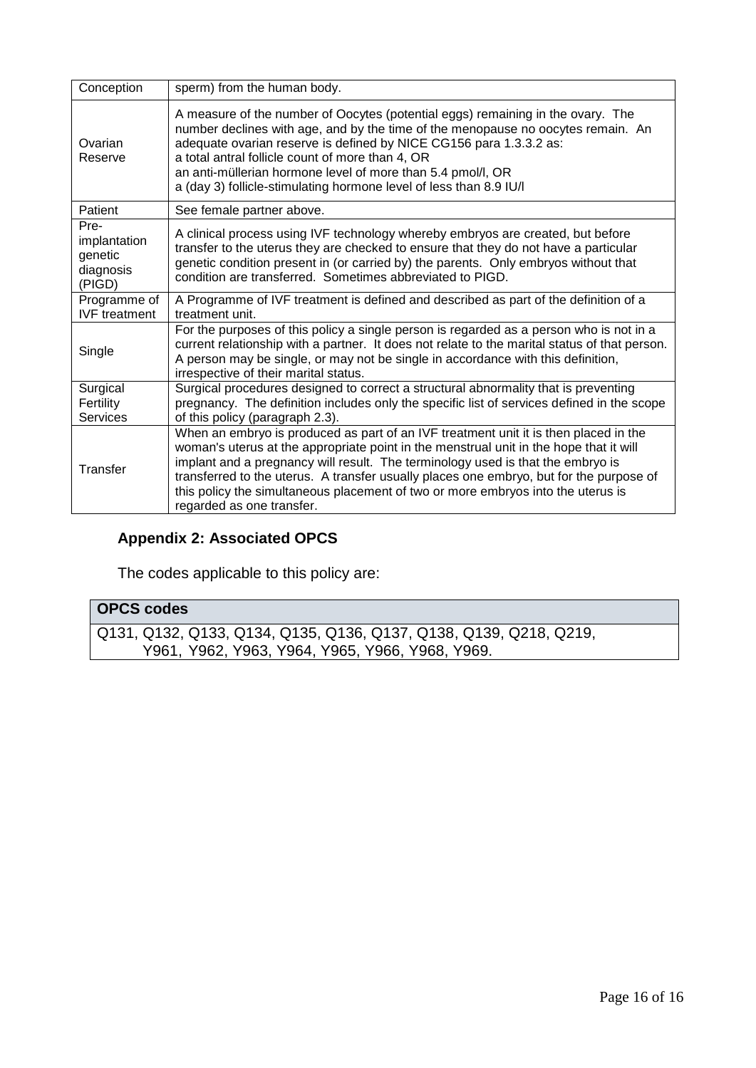| | |
|---|---|
| Conception | sperm) from the human body. |
| Ovarian Reserve | A measure of the number of Oocytes (potential eggs) remaining in the ovary. The number declines with age, and by the time of the menopause no oocytes remain. An adequate ovarian reserve is defined by NICE CG156 para 1.3.3.2 as:<br>a total antral follicle count of more than 4, OR<br>an anti-müllerian hormone level of more than 5.4 pmol/l, OR<br>a (day 3) follicle-stimulating hormone level of less than 8.9 IU/l |
| Patient | See female partner above. |
| Pre-implantation genetic diagnosis (PIGD) | A clinical process using IVF technology whereby embryos are created, but before transfer to the uterus they are checked to ensure that they do not have a particular genetic condition present in (or carried by) the parents. Only embryos without that condition are transferred. Sometimes abbreviated to PIGD. |
| Programme of IVF treatment | A Programme of IVF treatment is defined and described as part of the definition of a treatment unit. |
| Single | For the purposes of this policy a single person is regarded as a person who is not in a current relationship with a partner. It does not relate to the marital status of that person. A person may be single, or may not be single in accordance with this definition, irrespective of their marital status. |
| Surgical Fertility Services | Surgical procedures designed to correct a structural abnormality that is preventing pregnancy. The definition includes only the specific list of services defined in the scope of this policy (paragraph 2.3). |
| Transfer | When an embryo is produced as part of an IVF treatment unit it is then placed in the woman's uterus at the appropriate point in the menstrual unit in the hope that it will implant and a pregnancy will result. The terminology used is that the embryo is transferred to the uterus. A transfer usually places one embryo, but for the purpose of this policy the simultaneous placement of two or more embryos into the uterus is regarded as one transfer. |

## Appendix 2: Associated OPCS

The codes applicable to this policy are:

| OPCS codes |
|---|
| Q131, Q132, Q133, Q134, Q135, Q136, Q137, Q138, Q139, Q218, Q219, Y961, Y962, Y963, Y964, Y965, Y966, Y968, Y969. |